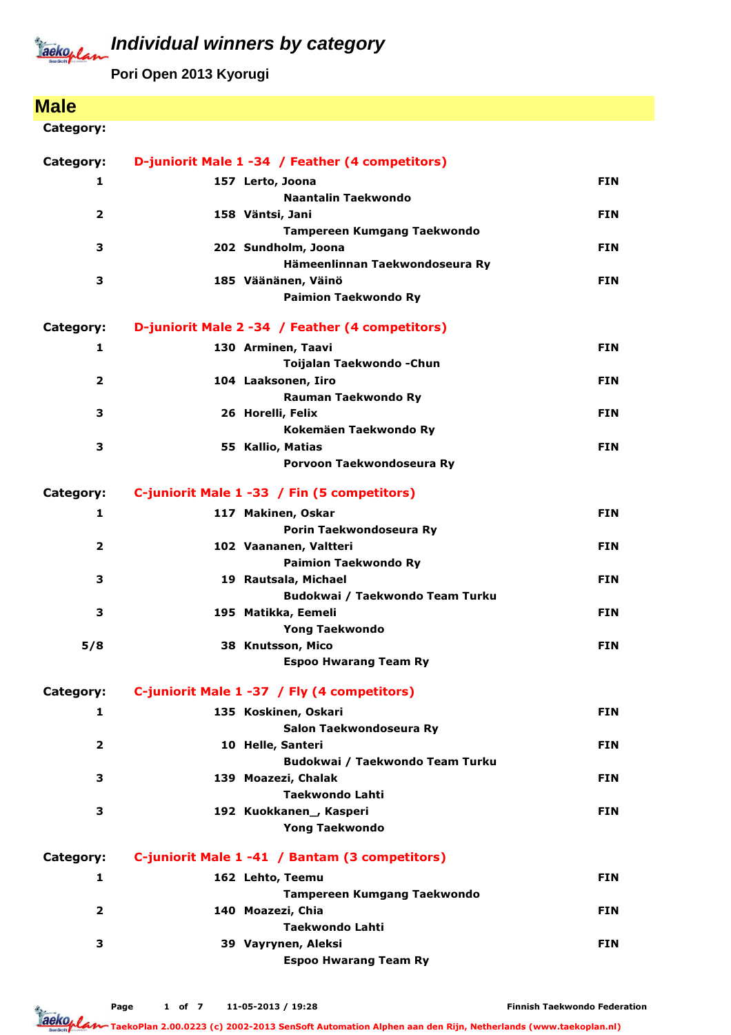# Individual winners by category

**Pori Open 2013 Kyorugi**

## Male

**Category:**

**Category:** D-juniorit Male 1 -34 / Feather (4 competitors)

| Place | No. | Name / Club | Country |
|---|---|---|---|
| 1 | 157 | Lerto, Joona<br>Naantalin Taekwondo | FIN |
| 2 | 158 | Väntsi, Jani<br>Tampereen Kumgang Taekwondo | FIN |
| 3 | 202 | Sundholm, Joona<br>Hämeenlinnan Taekwondoseura Ry | FIN |
| 3 | 185 | Väänänen, Väinö<br>Paimion Taekwondo Ry | FIN |

**Category:** D-juniorit Male 2 -34 / Feather (4 competitors)

| Place | No. | Name / Club | Country |
|---|---|---|---|
| 1 | 130 | Arminen, Taavi<br>Toijalan Taekwondo -Chun | FIN |
| 2 | 104 | Laaksonen, Iiro<br>Rauman Taekwondo Ry | FIN |
| 3 | 26 | Horelli, Felix<br>Kokemäen Taekwondo Ry | FIN |
| 3 | 55 | Kallio, Matias<br>Porvoon Taekwondoseura Ry | FIN |

**Category:** C-juniorit Male 1 -33 / Fin (5 competitors)

| Place | No. | Name / Club | Country |
|---|---|---|---|
| 1 | 117 | Makinen, Oskar<br>Porin Taekwondoseura Ry | FIN |
| 2 | 102 | Vaananen, Valtteri<br>Paimion Taekwondo Ry | FIN |
| 3 | 19 | Rautsala, Michael<br>Budokwai / Taekwondo Team Turku | FIN |
| 3 | 195 | Matikka, Eemeli<br>Yong Taekwondo | FIN |
| 5/8 | 38 | Knutsson, Mico<br>Espoo Hwarang Team Ry | FIN |

**Category:** C-juniorit Male 1 -37 / Fly (4 competitors)

| Place | No. | Name / Club | Country |
|---|---|---|---|
| 1 | 135 | Koskinen, Oskari<br>Salon Taekwondoseura Ry | FIN |
| 2 | 10 | Helle, Santeri<br>Budokwai / Taekwondo Team Turku | FIN |
| 3 | 139 | Moazezi, Chalak<br>Taekwondo Lahti | FIN |
| 3 | 192 | Kuokkanen_, Kasperi<br>Yong Taekwondo | FIN |

**Category:** C-juniorit Male 1 -41 / Bantam (3 competitors)

| Place | No. | Name / Club | Country |
|---|---|---|---|
| 1 | 162 | Lehto, Teemu<br>Tampereen Kumgang Taekwondo | FIN |
| 2 | 140 | Moazezi, Chia<br>Taekwondo Lahti | FIN |
| 3 | 39 | Vayrynen, Aleksi<br>Espoo Hwarang Team Ry | FIN |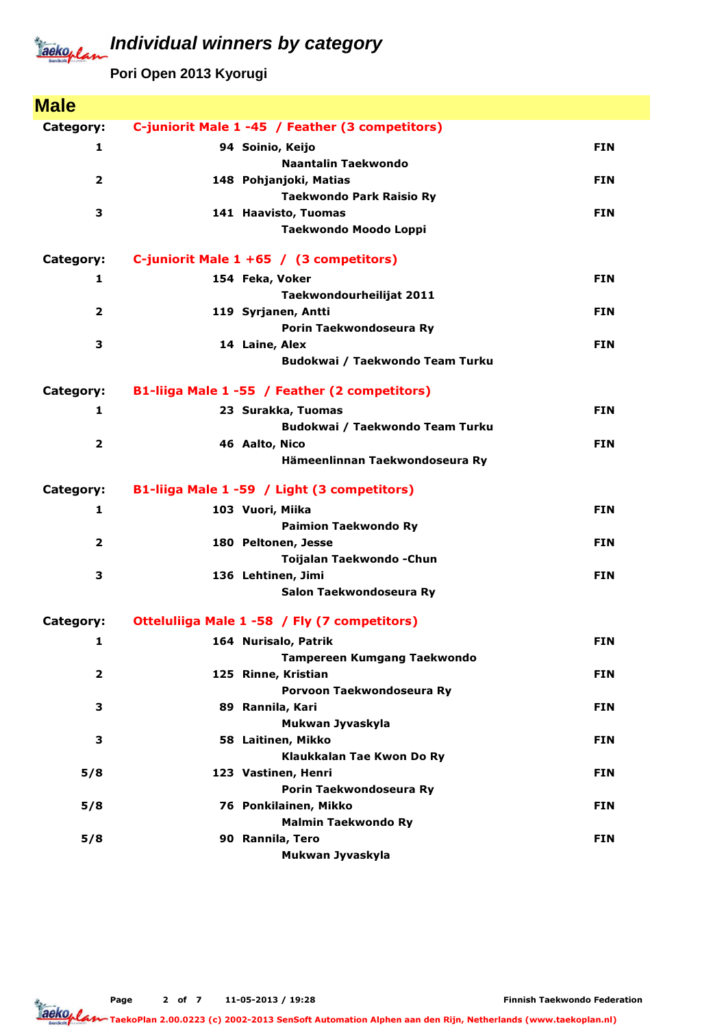# Individual winners by category

**Pori Open 2013 Kyorugi**

## Male

**Category:** C-juniorit Male 1 -45 / Feather (3 competitors)

| Place | No. | Name / Club | Country |
|---|---|---|---|
| 1 | 94 | Soinio, Keijo<br>Naantalin Taekwondo | FIN |
| 2 | 148 | Pohjanjoki, Matias<br>Taekwondo Park Raisio Ry | FIN |
| 3 | 141 | Haavisto, Tuomas<br>Taekwondo Moodo Loppi | FIN |

**Category:** C-juniorit Male 1 +65 / (3 competitors)

| Place | No. | Name / Club | Country |
|---|---|---|---|
| 1 | 154 | Feka, Voker<br>Taekwondourheilijat 2011 | FIN |
| 2 | 119 | Syrjanen, Antti<br>Porin Taekwondoseura Ry | FIN |
| 3 | 14 | Laine, Alex<br>Budokwai / Taekwondo Team Turku | FIN |

**Category:** B1-liiga Male 1 -55 / Feather (2 competitors)

| Place | No. | Name / Club | Country |
|---|---|---|---|
| 1 | 23 | Surakka, Tuomas<br>Budokwai / Taekwondo Team Turku | FIN |
| 2 | 46 | Aalto, Nico<br>Hämeenlinnan Taekwondoseura Ry | FIN |

**Category:** B1-liiga Male 1 -59 / Light (3 competitors)

| Place | No. | Name / Club | Country |
|---|---|---|---|
| 1 | 103 | Vuori, Miika<br>Paimion Taekwondo Ry | FIN |
| 2 | 180 | Peltonen, Jesse<br>Toijalan Taekwondo -Chun | FIN |
| 3 | 136 | Lehtinen, Jimi<br>Salon Taekwondoseura Ry | FIN |

**Category:** Otteluliiga Male 1 -58 / Fly (7 competitors)

| Place | No. | Name / Club | Country |
|---|---|---|---|
| 1 | 164 | Nurisalo, Patrik<br>Tampereen Kumgang Taekwondo | FIN |
| 2 | 125 | Rinne, Kristian<br>Porvoon Taekwondoseura Ry | FIN |
| 3 | 89 | Rannila, Kari<br>Mukwan Jyvaskyla | FIN |
| 3 | 58 | Laitinen, Mikko<br>Klaukkalan Tae Kwon Do Ry | FIN |
| 5/8 | 123 | Vastinen, Henri<br>Porin Taekwondoseura Ry | FIN |
| 5/8 | 76 | Ponkilainen, Mikko<br>Malmin Taekwondo Ry | FIN |
| 5/8 | 90 | Rannila, Tero<br>Mukwan Jyvaskyla | FIN |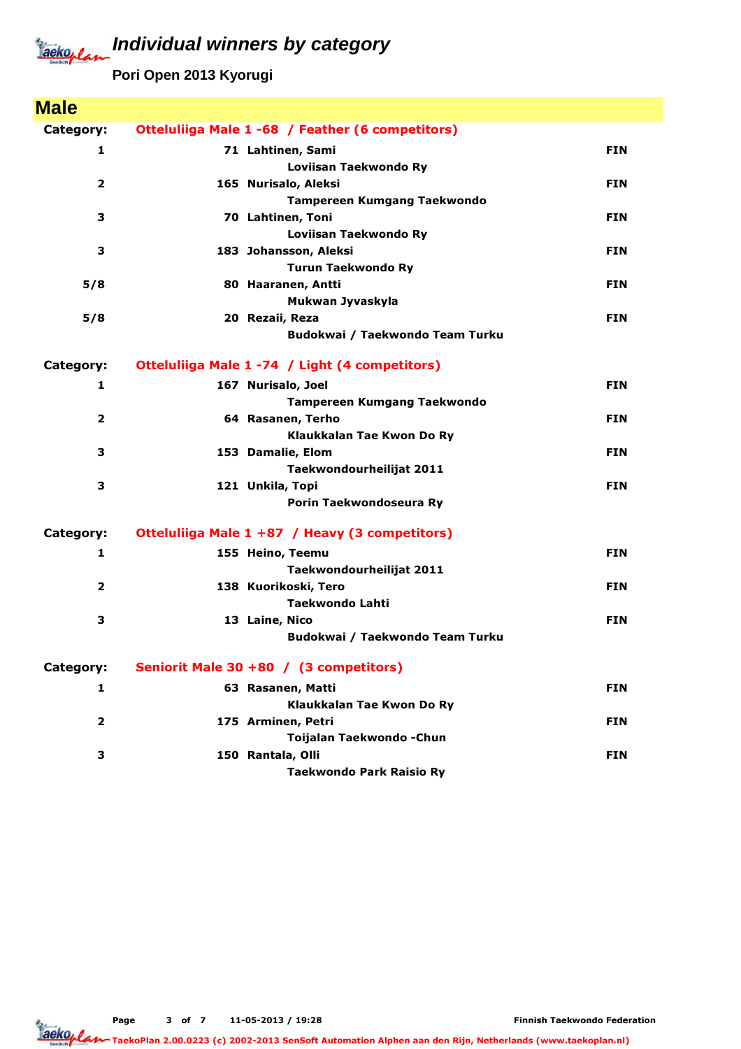# Individual winners by category

**Pori Open 2013 Kyorugi**

## Male

**Category:** Otteluliiga Male 1 -68 / Feather (6 competitors)

| Place | No. | Name / Club | Country |
|---|---|---|---|
| 1 | 71 | Lahtinen, Sami<br>Loviisan Taekwondo Ry | FIN |
| 2 | 165 | Nurisalo, Aleksi<br>Tampereen Kumgang Taekwondo | FIN |
| 3 | 70 | Lahtinen, Toni<br>Loviisan Taekwondo Ry | FIN |
| 3 | 183 | Johansson, Aleksi<br>Turun Taekwondo Ry | FIN |
| 5/8 | 80 | Haaranen, Antti<br>Mukwan Jyvaskyla | FIN |
| 5/8 | 20 | Rezaii, Reza<br>Budokwai / Taekwondo Team Turku | FIN |

**Category:** Otteluliiga Male 1 -74 / Light (4 competitors)

| Place | No. | Name / Club | Country |
|---|---|---|---|
| 1 | 167 | Nurisalo, Joel<br>Tampereen Kumgang Taekwondo | FIN |
| 2 | 64 | Rasanen, Terho<br>Klaukkalan Tae Kwon Do Ry | FIN |
| 3 | 153 | Damalie, Elom<br>Taekwondourheilijat 2011 | FIN |
| 3 | 121 | Unkila, Topi<br>Porin Taekwondoseura Ry | FIN |

**Category:** Otteluliiga Male 1 +87 / Heavy (3 competitors)

| Place | No. | Name / Club | Country |
|---|---|---|---|
| 1 | 155 | Heino, Teemu<br>Taekwondourheilijat 2011 | FIN |
| 2 | 138 | Kuorikoski, Tero<br>Taekwondo Lahti | FIN |
| 3 | 13 | Laine, Nico<br>Budokwai / Taekwondo Team Turku | FIN |

**Category:** Seniorit Male 30 +80 / (3 competitors)

| Place | No. | Name / Club | Country |
|---|---|---|---|
| 1 | 63 | Rasanen, Matti<br>Klaukkalan Tae Kwon Do Ry | FIN |
| 2 | 175 | Arminen, Petri<br>Toijalan Taekwondo -Chun | FIN |
| 3 | 150 | Rantala, Olli<br>Taekwondo Park Raisio Ry | FIN |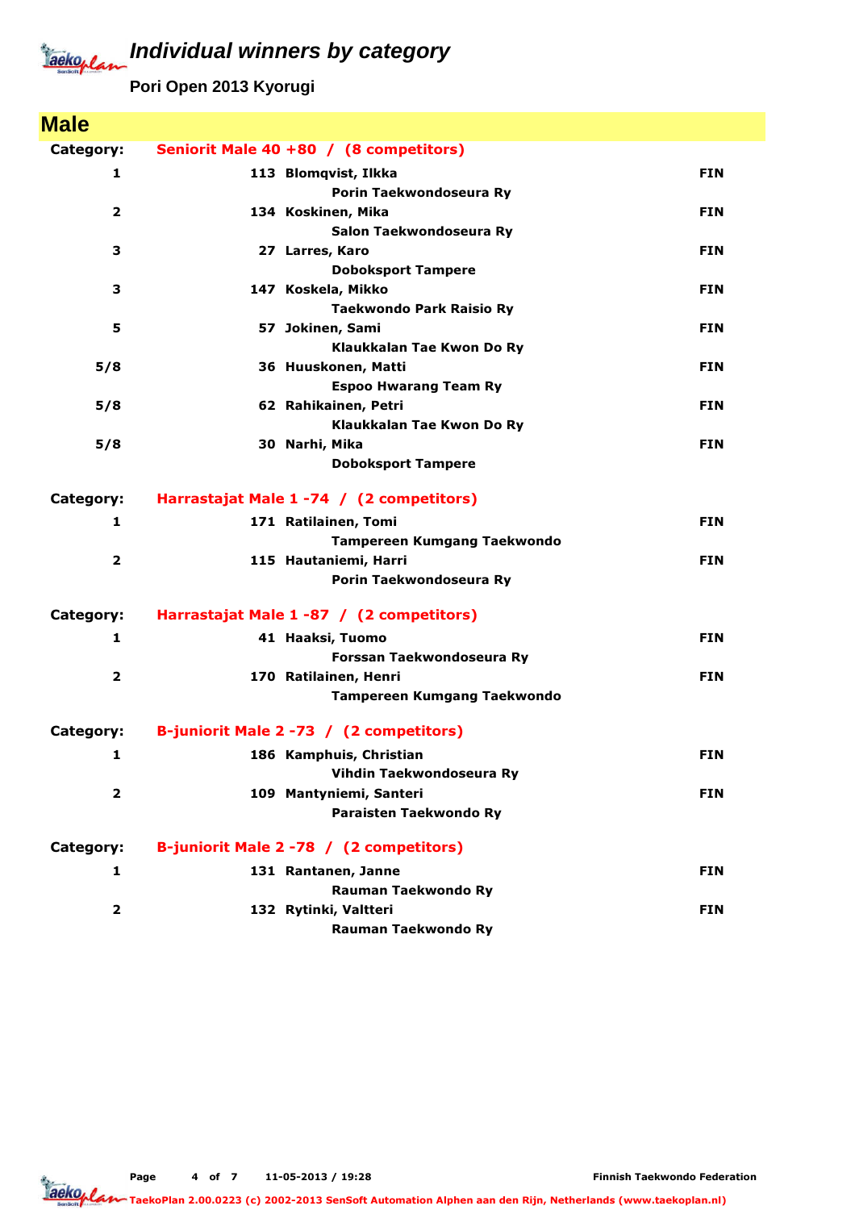# Individual winners by category

**Pori Open 2013 Kyorugi**

## Male

**Category:** Seniorit Male 40 +80 / (8 competitors)

| Place | No. | Name / Club | Country |
|---|---|---|---|
| 1 | 113 | Blomqvist, Ilkka<br>Porin Taekwondoseura Ry | FIN |
| 2 | 134 | Koskinen, Mika<br>Salon Taekwondoseura Ry | FIN |
| 3 | 27 | Larres, Karo<br>Doboksport Tampere | FIN |
| 3 | 147 | Koskela, Mikko<br>Taekwondo Park Raisio Ry | FIN |
| 5 | 57 | Jokinen, Sami<br>Klaukkalan Tae Kwon Do Ry | FIN |
| 5/8 | 36 | Huuskonen, Matti<br>Espoo Hwarang Team Ry | FIN |
| 5/8 | 62 | Rahikainen, Petri<br>Klaukkalan Tae Kwon Do Ry | FIN |
| 5/8 | 30 | Narhi, Mika<br>Doboksport Tampere | FIN |

**Category:** Harrastajat Male 1 -74 / (2 competitors)

| Place | No. | Name / Club | Country |
|---|---|---|---|
| 1 | 171 | Ratilainen, Tomi<br>Tampereen Kumgang Taekwondo | FIN |
| 2 | 115 | Hautaniemi, Harri<br>Porin Taekwondoseura Ry | FIN |

**Category:** Harrastajat Male 1 -87 / (2 competitors)

| Place | No. | Name / Club | Country |
|---|---|---|---|
| 1 | 41 | Haaksi, Tuomo<br>Forssan Taekwondoseura Ry | FIN |
| 2 | 170 | Ratilainen, Henri<br>Tampereen Kumgang Taekwondo | FIN |

**Category:** B-juniorit Male 2 -73 / (2 competitors)

| Place | No. | Name / Club | Country |
|---|---|---|---|
| 1 | 186 | Kamphuis, Christian<br>Vihdin Taekwondoseura Ry | FIN |
| 2 | 109 | Mantyniemi, Santeri<br>Paraisten Taekwondo Ry | FIN |

**Category:** B-juniorit Male 2 -78 / (2 competitors)

| Place | No. | Name / Club | Country |
|---|---|---|---|
| 1 | 131 | Rantanen, Janne<br>Rauman Taekwondo Ry | FIN |
| 2 | 132 | Rytinki, Valtteri<br>Rauman Taekwondo Ry | FIN |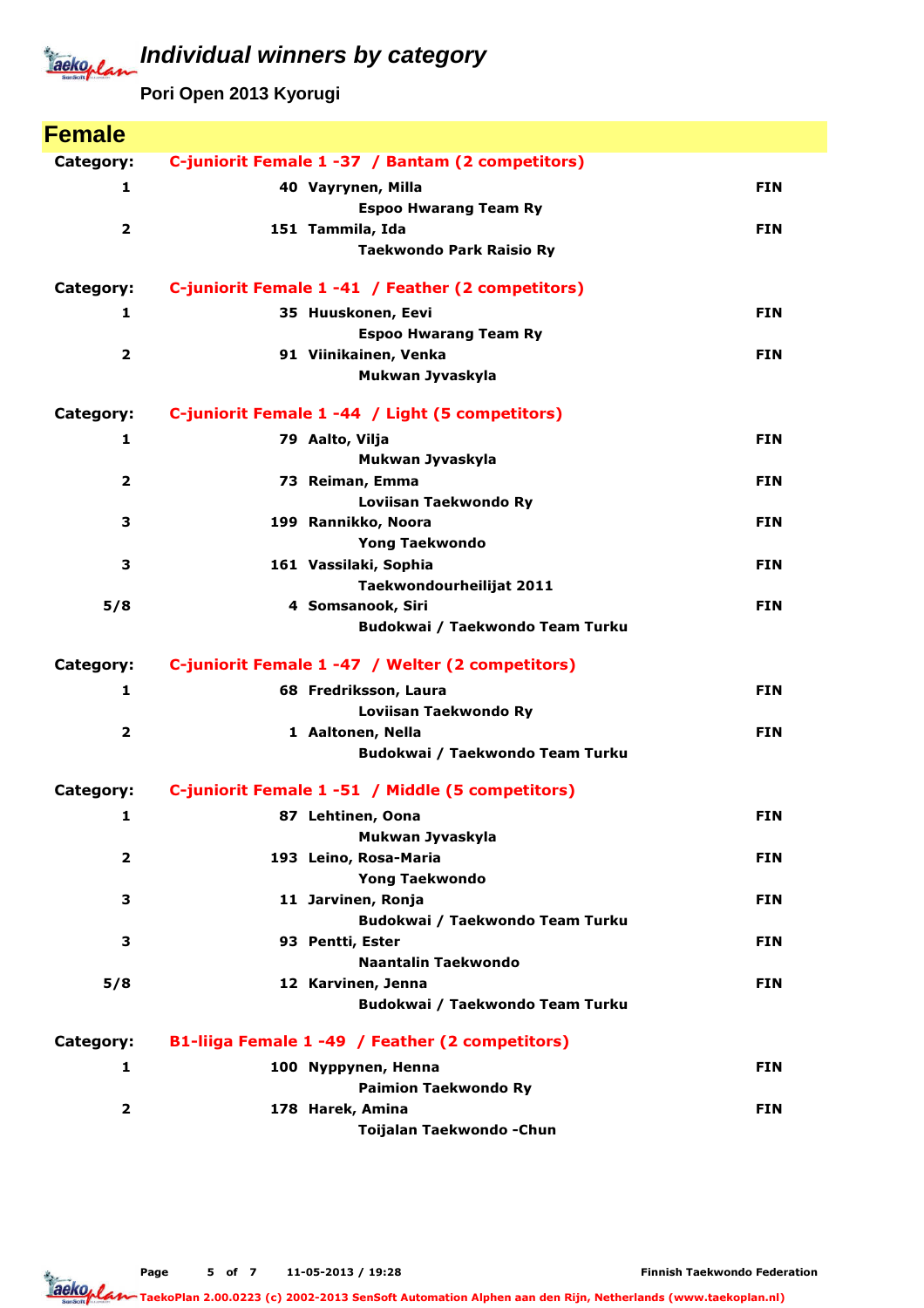# Individual winners by category

**Pori Open 2013 Kyorugi**

## Female

**Category: C-juniorit Female 1 -37 / Bantam (2 competitors)**

| Place | No. | Name / Club | Country |
|---|---|---|---|
| 1 | 40 | Vayrynen, Milla<br>Espoo Hwarang Team Ry | FIN |
| 2 | 151 | Tammila, Ida<br>Taekwondo Park Raisio Ry | FIN |

**Category: C-juniorit Female 1 -41 / Feather (2 competitors)**

| Place | No. | Name / Club | Country |
|---|---|---|---|
| 1 | 35 | Huuskonen, Eevi<br>Espoo Hwarang Team Ry | FIN |
| 2 | 91 | Viinikainen, Venka<br>Mukwan Jyvaskyla | FIN |

**Category: C-juniorit Female 1 -44 / Light (5 competitors)**

| Place | No. | Name / Club | Country |
|---|---|---|---|
| 1 | 79 | Aalto, Vilja<br>Mukwan Jyvaskyla | FIN |
| 2 | 73 | Reiman, Emma<br>Loviisan Taekwondo Ry | FIN |
| 3 | 199 | Rannikko, Noora<br>Yong Taekwondo | FIN |
| 3 | 161 | Vassilaki, Sophia<br>Taekwondourheilijat 2011 | FIN |
| 5/8 | 4 | Somsanook, Siri<br>Budokwai / Taekwondo Team Turku | FIN |

**Category: C-juniorit Female 1 -47 / Welter (2 competitors)**

| Place | No. | Name / Club | Country |
|---|---|---|---|
| 1 | 68 | Fredriksson, Laura<br>Loviisan Taekwondo Ry | FIN |
| 2 | 1 | Aaltonen, Nella<br>Budokwai / Taekwondo Team Turku | FIN |

**Category: C-juniorit Female 1 -51 / Middle (5 competitors)**

| Place | No. | Name / Club | Country |
|---|---|---|---|
| 1 | 87 | Lehtinen, Oona<br>Mukwan Jyvaskyla | FIN |
| 2 | 193 | Leino, Rosa-Maria<br>Yong Taekwondo | FIN |
| 3 | 11 | Jarvinen, Ronja<br>Budokwai / Taekwondo Team Turku | FIN |
| 3 | 93 | Pentti, Ester<br>Naantalin Taekwondo | FIN |
| 5/8 | 12 | Karvinen, Jenna<br>Budokwai / Taekwondo Team Turku | FIN |

**Category: B1-liiga Female 1 -49 / Feather (2 competitors)**

| Place | No. | Name / Club | Country |
|---|---|---|---|
| 1 | 100 | Nyppynen, Henna<br>Paimion Taekwondo Ry | FIN |
| 2 | 178 | Harek, Amina<br>Toijalan Taekwondo -Chun | FIN |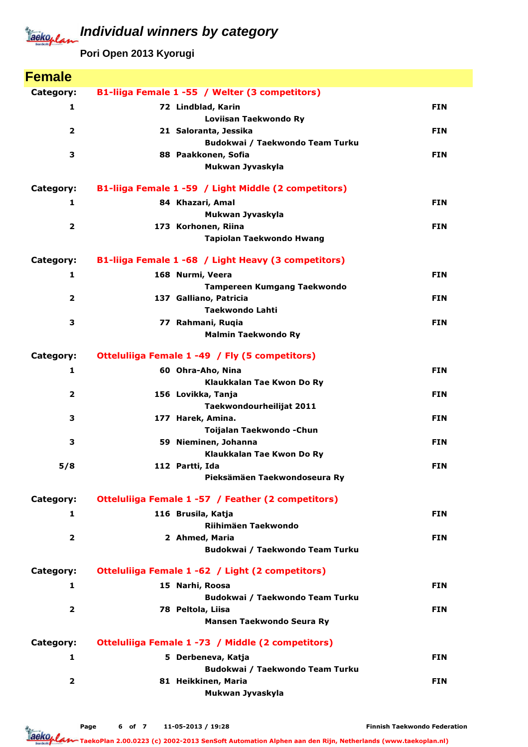# Individual winners by category

**Pori Open 2013 Kyorugi**

## Female

**Category: B1-liiga Female 1 -55 / Welter (3 competitors)**

| Place | No. | Name / Club | Country |
|---|---|---|---|
| 1 | 72 | Lindblad, Karin<br>Loviisan Taekwondo Ry | FIN |
| 2 | 21 | Saloranta, Jessika<br>Budokwai / Taekwondo Team Turku | FIN |
| 3 | 88 | Paakkonen, Sofia<br>Mukwan Jyvaskyla | FIN |

**Category: B1-liiga Female 1 -59 / Light Middle (2 competitors)**

| Place | No. | Name / Club | Country |
|---|---|---|---|
| 1 | 84 | Khazari, Amal<br>Mukwan Jyvaskyla | FIN |
| 2 | 173 | Korhonen, Riina<br>Tapiolan Taekwondo Hwang | FIN |

**Category: B1-liiga Female 1 -68 / Light Heavy (3 competitors)**

| Place | No. | Name / Club | Country |
|---|---|---|---|
| 1 | 168 | Nurmi, Veera<br>Tampereen Kumgang Taekwondo | FIN |
| 2 | 137 | Galliano, Patricia<br>Taekwondo Lahti | FIN |
| 3 | 77 | Rahmani, Ruqia<br>Malmin Taekwondo Ry | FIN |

**Category: Otteluliiga Female 1 -49 / Fly (5 competitors)**

| Place | No. | Name / Club | Country |
|---|---|---|---|
| 1 | 60 | Ohra-Aho, Nina<br>Klaukkalan Tae Kwon Do Ry | FIN |
| 2 | 156 | Lovikka, Tanja<br>Taekwondourheilijat 2011 | FIN |
| 3 | 177 | Harek, Amina.<br>Toijalan Taekwondo -Chun | FIN |
| 3 | 59 | Nieminen, Johanna<br>Klaukkalan Tae Kwon Do Ry | FIN |
| 5/8 | 112 | Partti, Ida<br>Pieksämäen Taekwondoseura Ry | FIN |

**Category: Otteluliiga Female 1 -57 / Feather (2 competitors)**

| Place | No. | Name / Club | Country |
|---|---|---|---|
| 1 | 116 | Brusila, Katja<br>Riihimäen Taekwondo | FIN |
| 2 | 2 | Ahmed, Maria<br>Budokwai / Taekwondo Team Turku | FIN |

**Category: Otteluliiga Female 1 -62 / Light (2 competitors)**

| Place | No. | Name / Club | Country |
|---|---|---|---|
| 1 | 15 | Narhi, Roosa<br>Budokwai / Taekwondo Team Turku | FIN |
| 2 | 78 | Peltola, Liisa<br>Mansen Taekwondo Seura Ry | FIN |

**Category: Otteluliiga Female 1 -73 / Middle (2 competitors)**

| Place | No. | Name / Club | Country |
|---|---|---|---|
| 1 | 5 | Derbeneva, Katja<br>Budokwai / Taekwondo Team Turku | FIN |
| 2 | 81 | Heikkinen, Maria<br>Mukwan Jyvaskyla | FIN |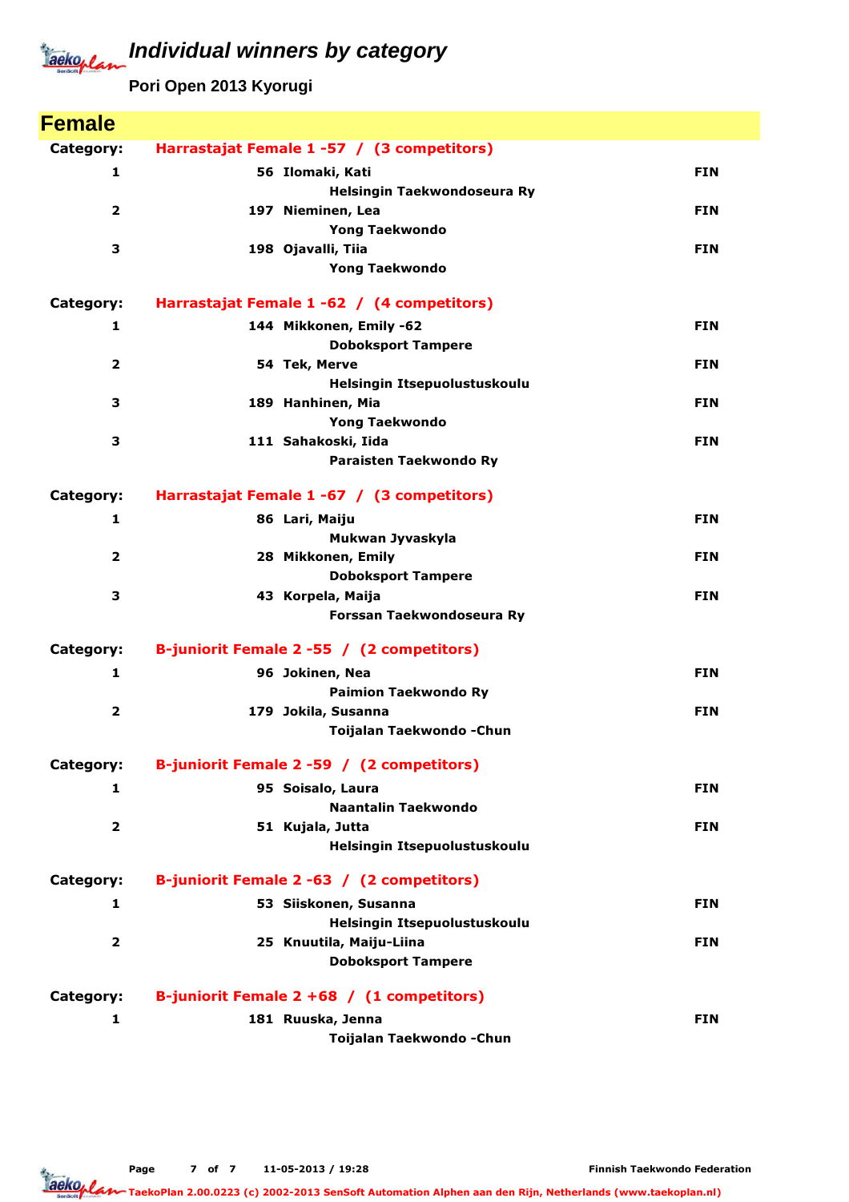# Individual winners by category

**Pori Open 2013 Kyorugi**

## Female

**Category:** Harrastajat Female 1 -57 / (3 competitors)

| | | | |
|---|---|---|---|
| 1 | 56 | Ilomaki, Kati<br>Helsingin Taekwondoseura Ry | FIN |
| 2 | 197 | Nieminen, Lea<br>Yong Taekwondo | FIN |
| 3 | 198 | Ojavalli, Tiia<br>Yong Taekwondo | FIN |

**Category:** Harrastajat Female 1 -62 / (4 competitors)

| | | | |
|---|---|---|---|
| 1 | 144 | Mikkonen, Emily -62<br>Doboksport Tampere | FIN |
| 2 | 54 | Tek, Merve<br>Helsingin Itsepuolustuskoulu | FIN |
| 3 | 189 | Hanhinen, Mia<br>Yong Taekwondo | FIN |
| 3 | 111 | Sahakoski, Iida<br>Paraisten Taekwondo Ry | FIN |

**Category:** Harrastajat Female 1 -67 / (3 competitors)

| | | | |
|---|---|---|---|
| 1 | 86 | Lari, Maiju<br>Mukwan Jyvaskyla | FIN |
| 2 | 28 | Mikkonen, Emily<br>Doboksport Tampere | FIN |
| 3 | 43 | Korpela, Maija<br>Forssan Taekwondoseura Ry | FIN |

**Category:** B-juniorit Female 2 -55 / (2 competitors)

| | | | |
|---|---|---|---|
| 1 | 96 | Jokinen, Nea<br>Paimion Taekwondo Ry | FIN |
| 2 | 179 | Jokila, Susanna<br>Toijalan Taekwondo -Chun | FIN |

**Category:** B-juniorit Female 2 -59 / (2 competitors)

| | | | |
|---|---|---|---|
| 1 | 95 | Soisalo, Laura<br>Naantalin Taekwondo | FIN |
| 2 | 51 | Kujala, Jutta<br>Helsingin Itsepuolustuskoulu | FIN |

**Category:** B-juniorit Female 2 -63 / (2 competitors)

| | | | |
|---|---|---|---|
| 1 | 53 | Siiskonen, Susanna<br>Helsingin Itsepuolustuskoulu | FIN |
| 2 | 25 | Knuutila, Maiju-Liina<br>Doboksport Tampere | FIN |

**Category:** B-juniorit Female 2 +68 / (1 competitors)

| | | | |
|---|---|---|---|
| 1 | 181 | Ruuska, Jenna<br>Toijalan Taekwondo -Chun | FIN |